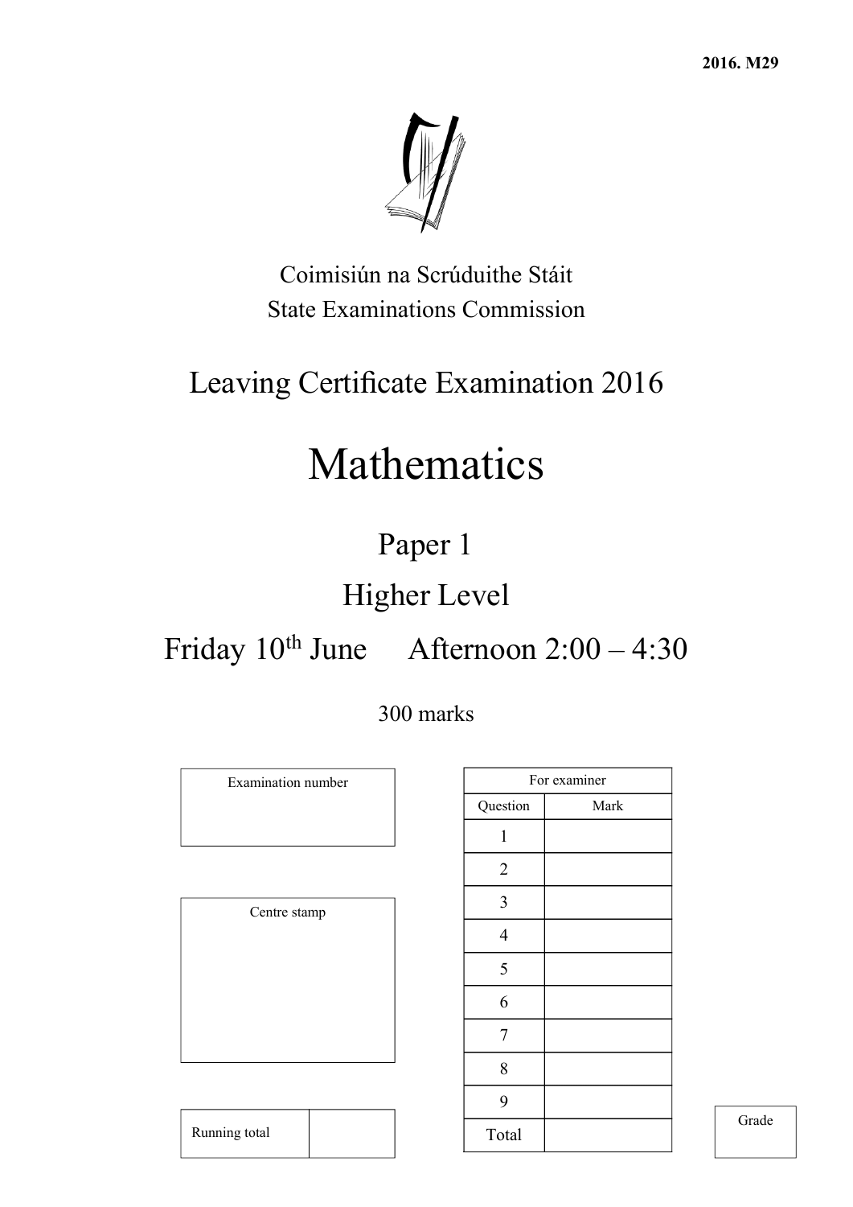**2016. M29**

Coimisiún na Scrúduithe Stáit

State Examinations Commission

# Leaving Certificate Examination 2016

# Mathematics

## Paper 1

## Higher Level

## Friday 10th June Afternoon 2:00 – 4:30

300 marks

| Examination number |
| --- |
| |

| Centre stamp |
| --- |
| |

| Running total | |
| --- | --- |

| For examiner | |
| --- | --- |
| Question | Mark |
| 1 | |
| 2 | |
| 3 | |
| 4 | |
| 5 | |
| 6 | |
| 7 | |
| 8 | |
| 9 | |
| Total | |

| Grade |
| --- |
| |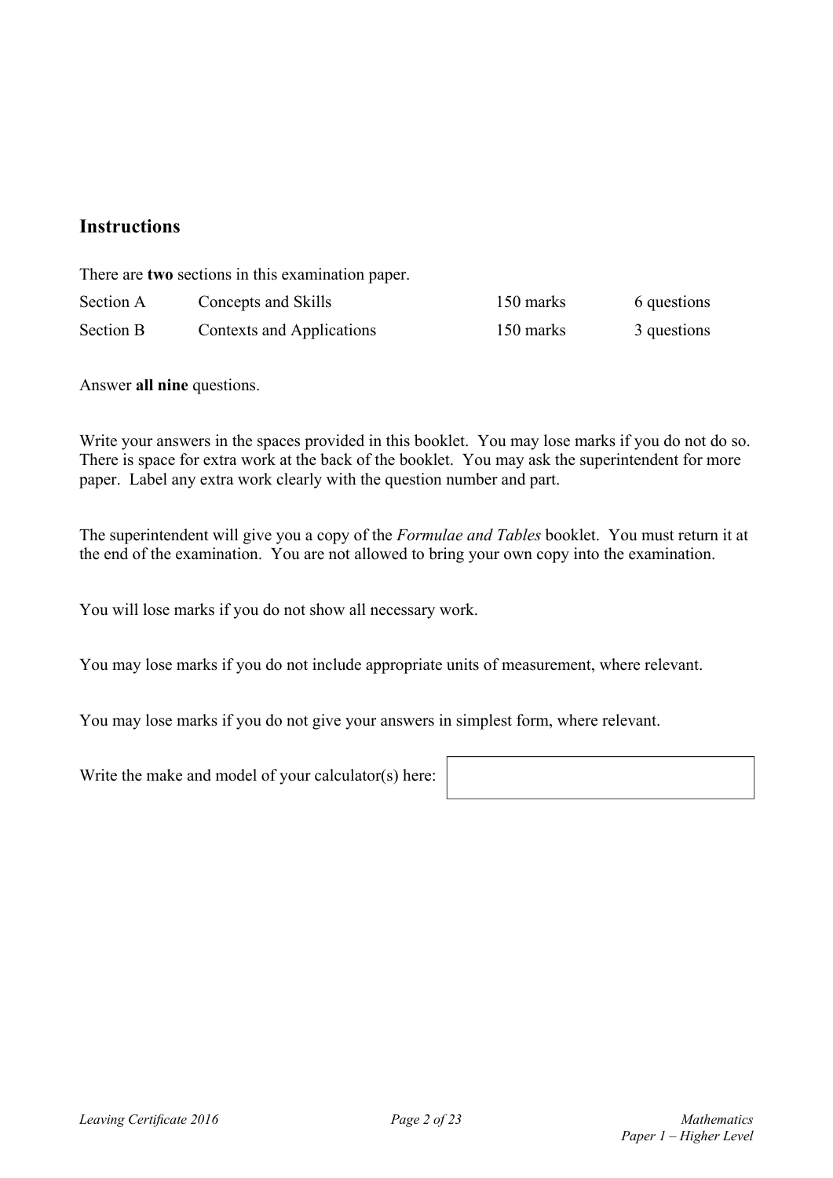## Instructions

There are **two** sections in this examination paper.

| | | | |
|---|---|---|---|
| Section A | Concepts and Skills | 150 marks | 6 questions |
| Section B | Contexts and Applications | 150 marks | 3 questions |

Answer **all nine** questions.

Write your answers in the spaces provided in this booklet. You may lose marks if you do not do so. There is space for extra work at the back of the booklet. You may ask the superintendent for more paper. Label any extra work clearly with the question number and part.

The superintendent will give you a copy of the *Formulae and Tables* booklet. You must return it at the end of the examination. You are not allowed to bring your own copy into the examination.

You will lose marks if you do not show all necessary work.

You may lose marks if you do not include appropriate units of measurement, where relevant.

You may lose marks if you do not give your answers in simplest form, where relevant.

Write the make and model of your calculator(s) here: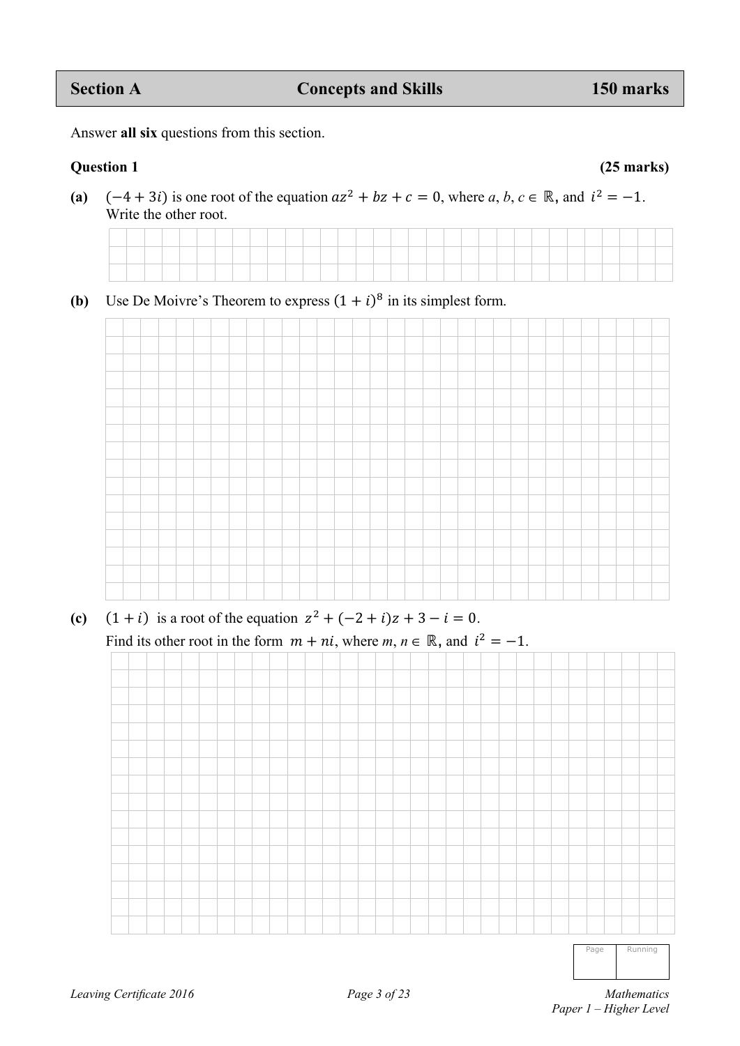| **Section A** | **Concepts and Skills** | **150 marks** |
|---|---|---|

Answer **all six** questions from this section.

**Question 1** **(25 marks)**

**(a)** $(-4+3i)$ is one root of the equation $az^2 + bz + c = 0$, where $a$, $b$, $c \in \mathbb{R}$, and $i^2 = -1$. Write the other root.

**(b)** Use De Moivre's Theorem to express $(1+i)^8$ in its simplest form.

**(c)** $(1+i)$ is a root of the equation $z^2 + (-2+i)z + 3 - i = 0$.
Find its other root in the form $m + ni$, where $m$, $n \in \mathbb{R}$, and $i^2 = -1$.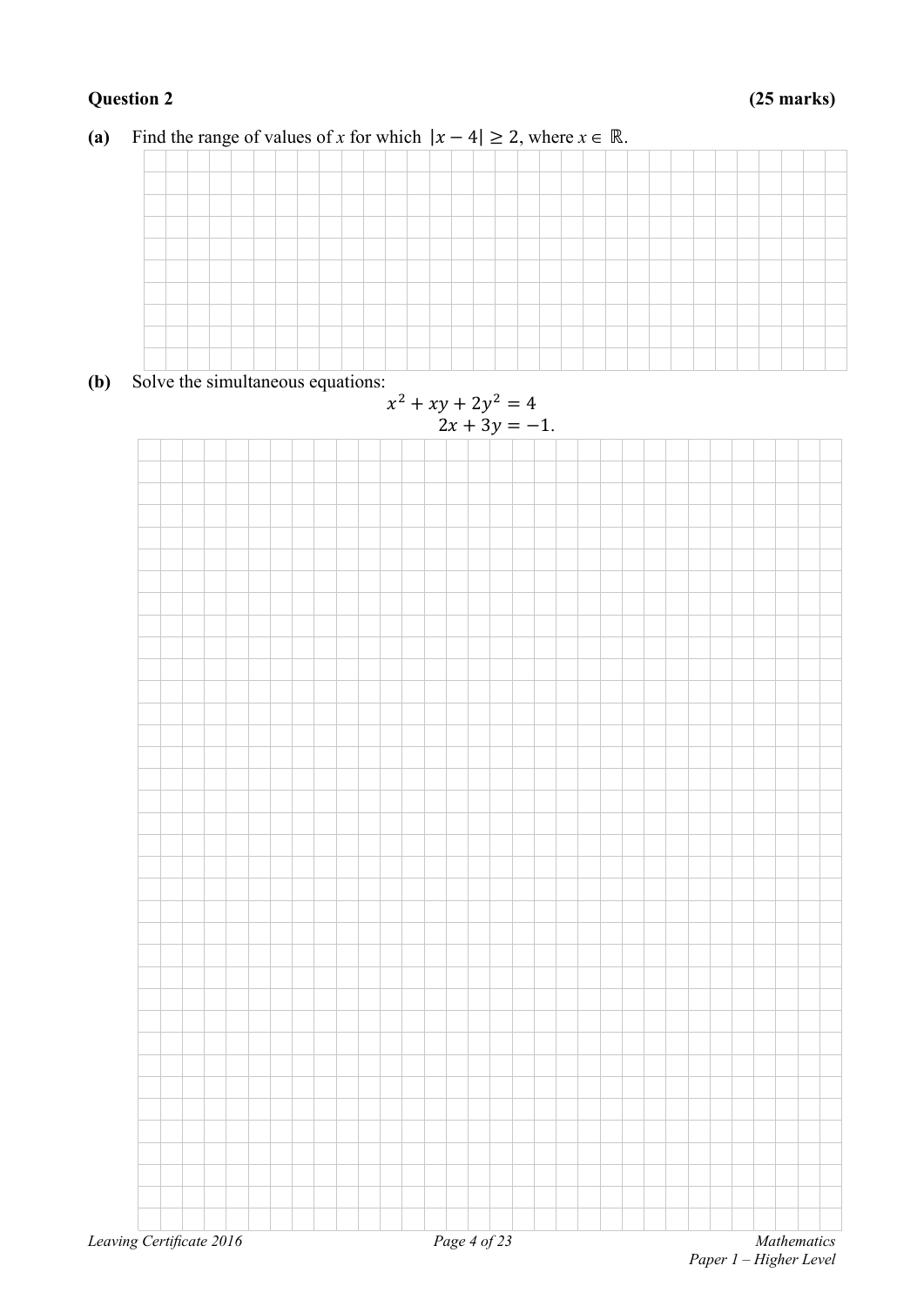**Question 2** **(25 marks)**

**(a)** Find the range of values of $x$ for which $|x - 4| \geq 2$, where $x \in \mathbb{R}$.

**(b)** Solve the simultaneous equations:

$$x^2 + xy + 2y^2 = 4$$
$$2x + 3y = -1.$$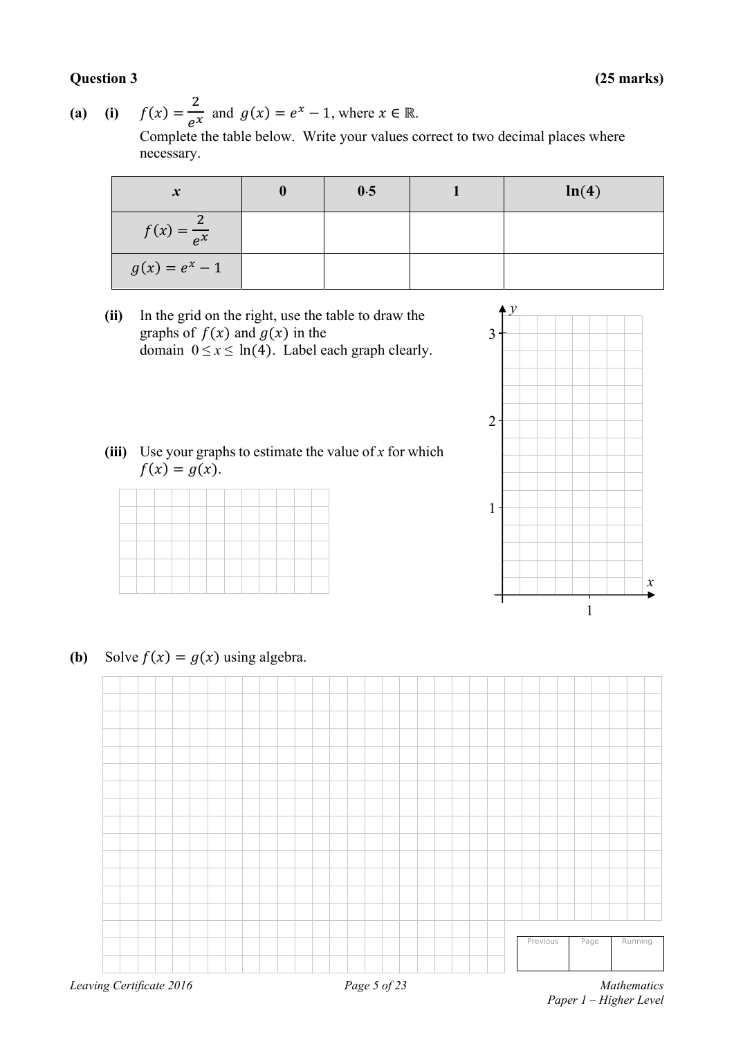**Question 3** **(25 marks)**

**(a)** **(i)** $f(x) = \dfrac{2}{e^x}$ and $g(x) = e^x - 1$, where $x \in \mathbb{R}$.

Complete the table below. Write your values correct to two decimal places where necessary.

| $x$ | 0 | 0·5 | 1 | ln(4) |
|---|---|---|---|---|
| $f(x) = \dfrac{2}{e^x}$ | | | | |
| $g(x) = e^x - 1$ | | | | |

**(ii)** In the grid on the right, use the table to draw the graphs of $f(x)$ and $g(x)$ in the domain $0 \leq x \leq \ln(4)$. Label each graph clearly.

**(iii)** Use your graphs to estimate the value of $x$ for which $f(x) = g(x)$.

**(b)** Solve $f(x) = g(x)$ using algebra.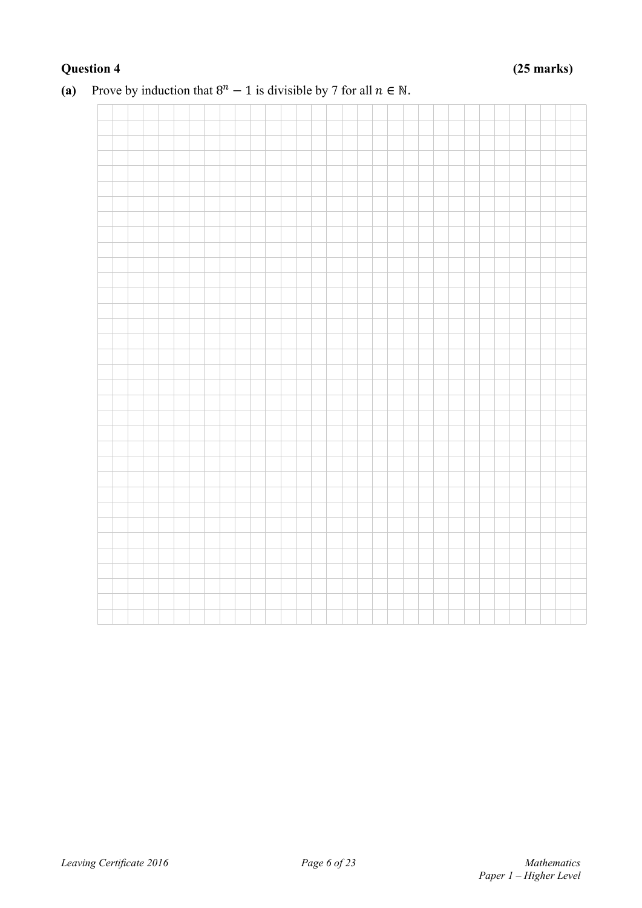**Question 4** **(25 marks)**

**(a)** Prove by induction that $8^n - 1$ is divisible by 7 for all $n \in \mathbb{N}$.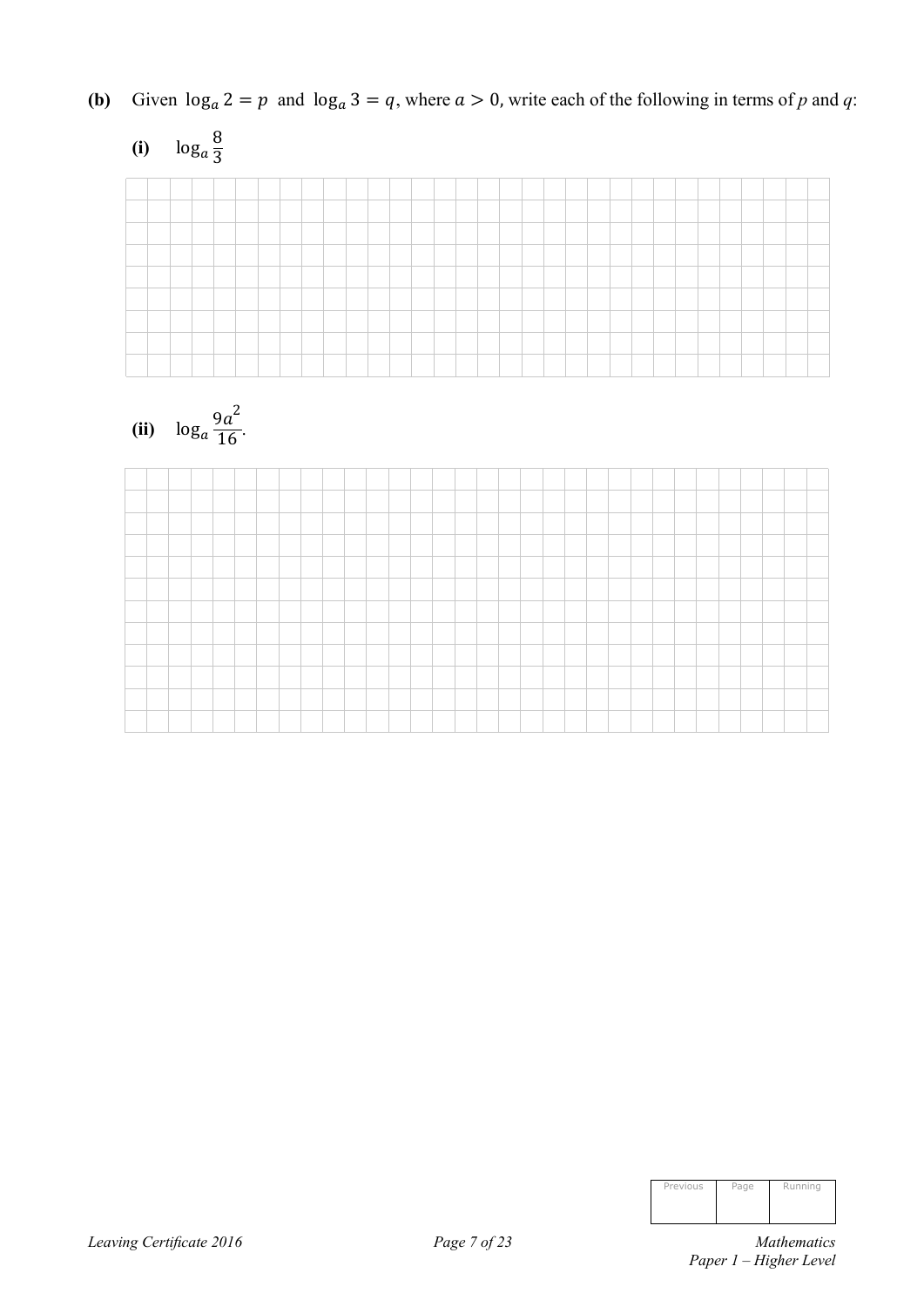**(b)** Given $\log_a 2 = p$ and $\log_a 3 = q$, where $a > 0$, write each of the following in terms of *p* and *q*:

**(i)** $\log_a \dfrac{8}{3}$

**(ii)** $\log_a \dfrac{9a^2}{16}$.

| Previous | Page | Running |
|---|---|---|
| | | |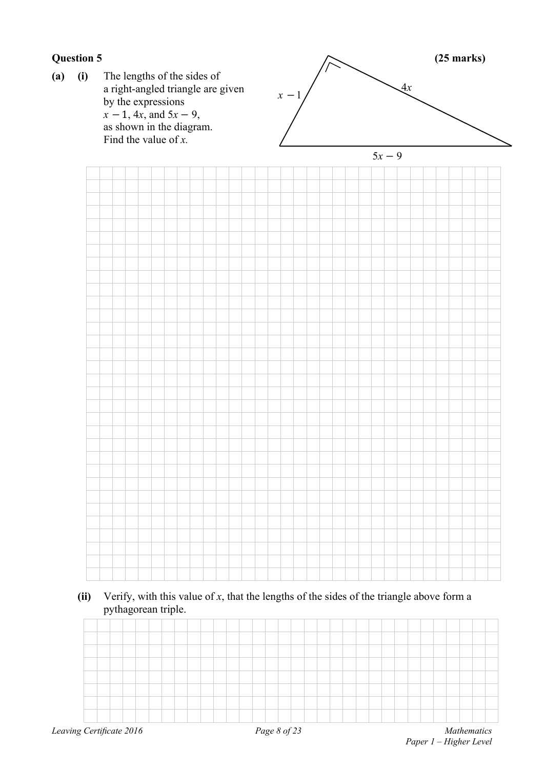**Question 5** **(25 marks)**

**(a)** **(i)** The lengths of the sides of a right-angled triangle are given by the expressions $x-1$, $4x$, and $5x-9$, as shown in the diagram.
Find the value of $x$.

$x-1$

$4x$

$5x-9$

**(ii)** Verify, with this value of $x$, that the lengths of the sides of the triangle above form a pythagorean triple.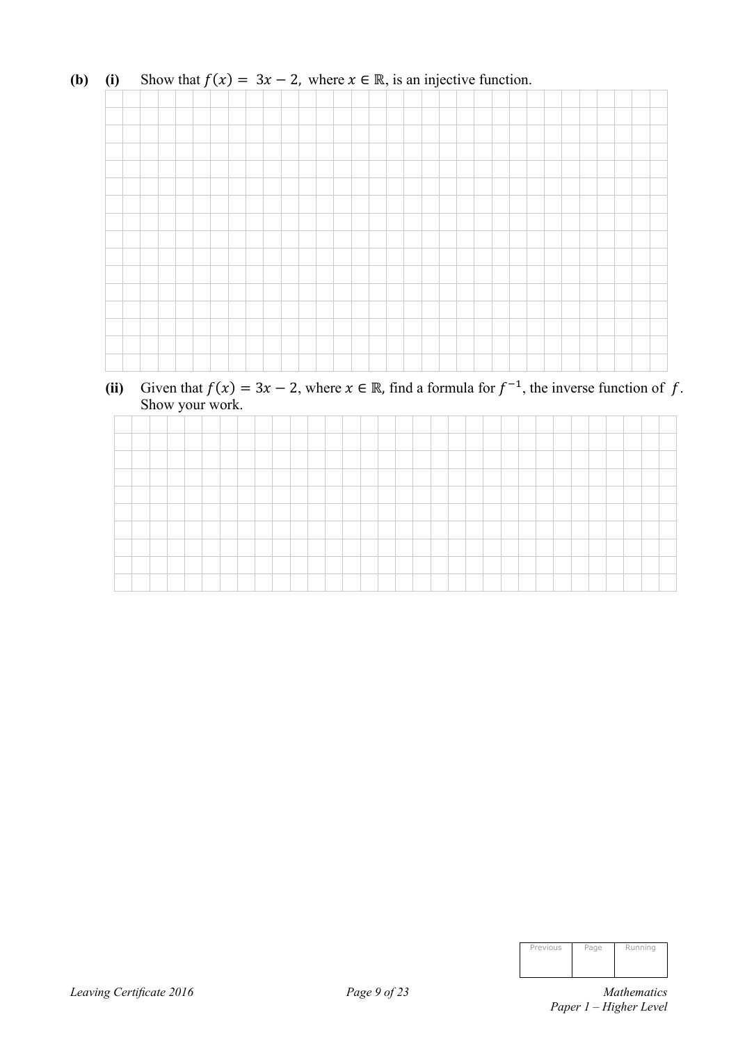**(b)** **(i)** Show that $f(x) = 3x - 2$, where $x \in \mathbb{R}$, is an injective function.

**(ii)** Given that $f(x) = 3x - 2$, where $x \in \mathbb{R}$, find a formula for $f^{-1}$, the inverse function of $f$. Show your work.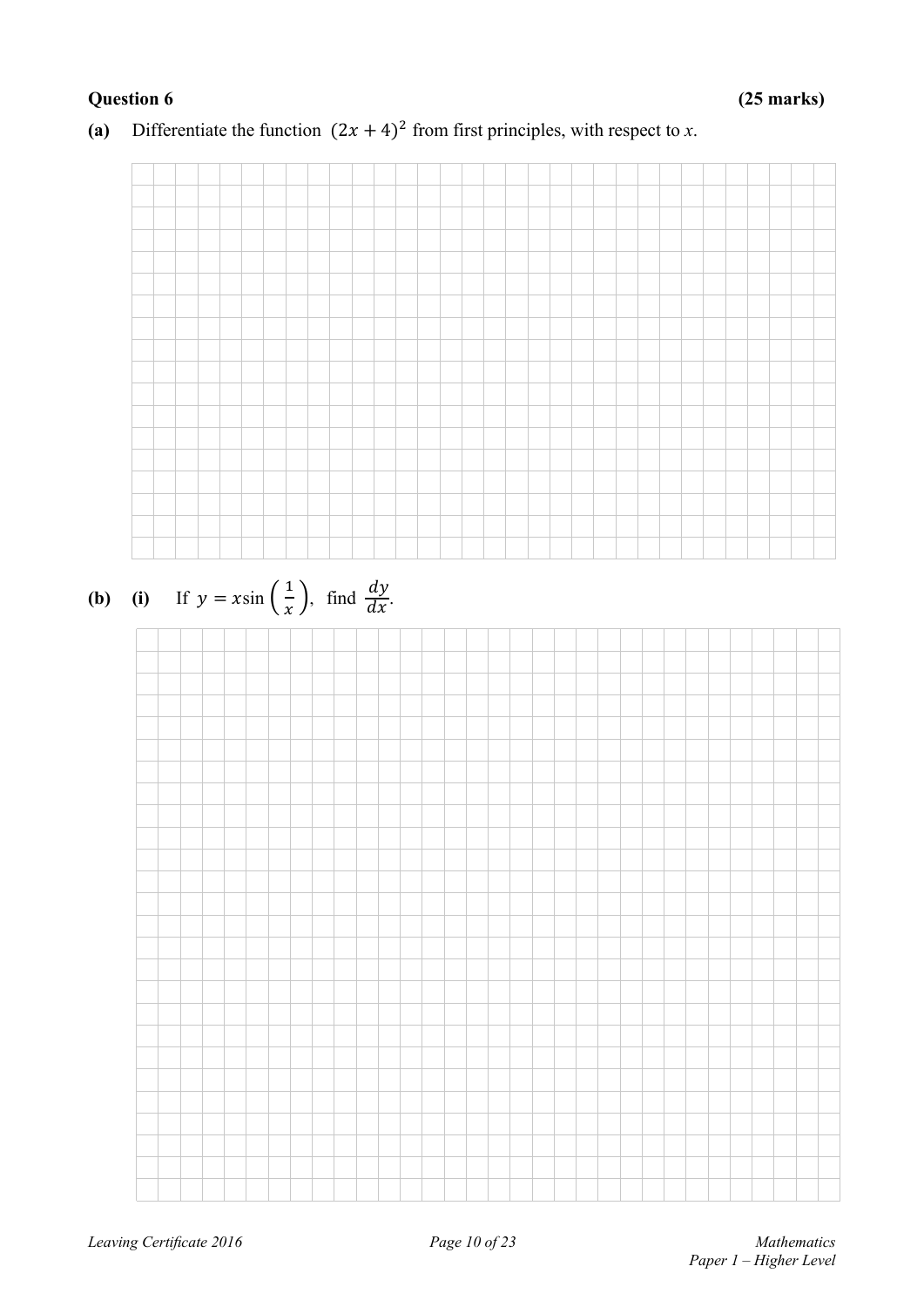**Question 6** **(25 marks)**

**(a)** Differentiate the function $(2x+4)^2$ from first principles, with respect to $x$.

**(b)** **(i)** If $y = x\sin\left(\frac{1}{x}\right)$, find $\frac{dy}{dx}$.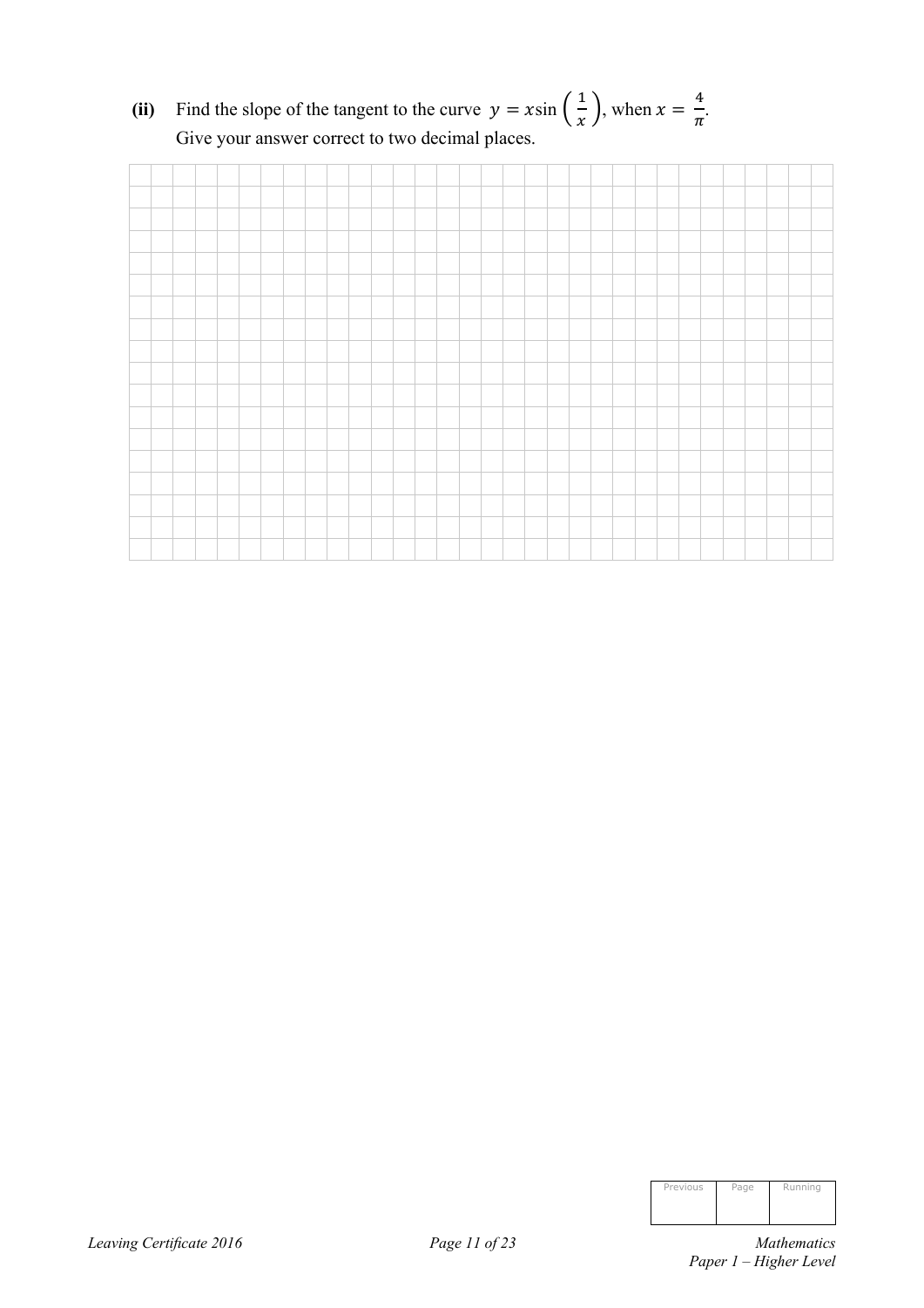**(ii)** Find the slope of the tangent to the curve $y = x\sin\left(\frac{1}{x}\right)$, when $x = \frac{4}{\pi}$.
Give your answer correct to two decimal places.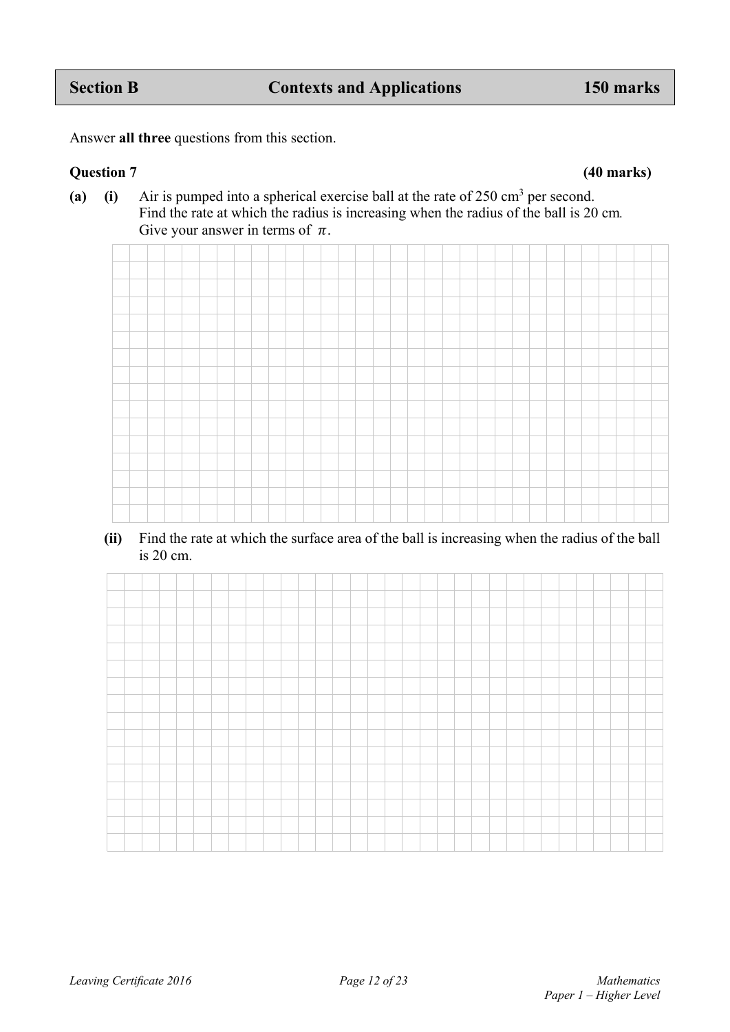## Section B Contexts and Applications 150 marks

Answer **all three** questions from this section.

**Question 7** **(40 marks)**

**(a)** **(i)** Air is pumped into a spherical exercise ball at the rate of 250 $cm^3$ per second. Find the rate at which the radius is increasing when the radius of the ball is 20 cm. Give your answer in terms of $\pi$.

**(ii)** Find the rate at which the surface area of the ball is increasing when the radius of the ball is 20 cm.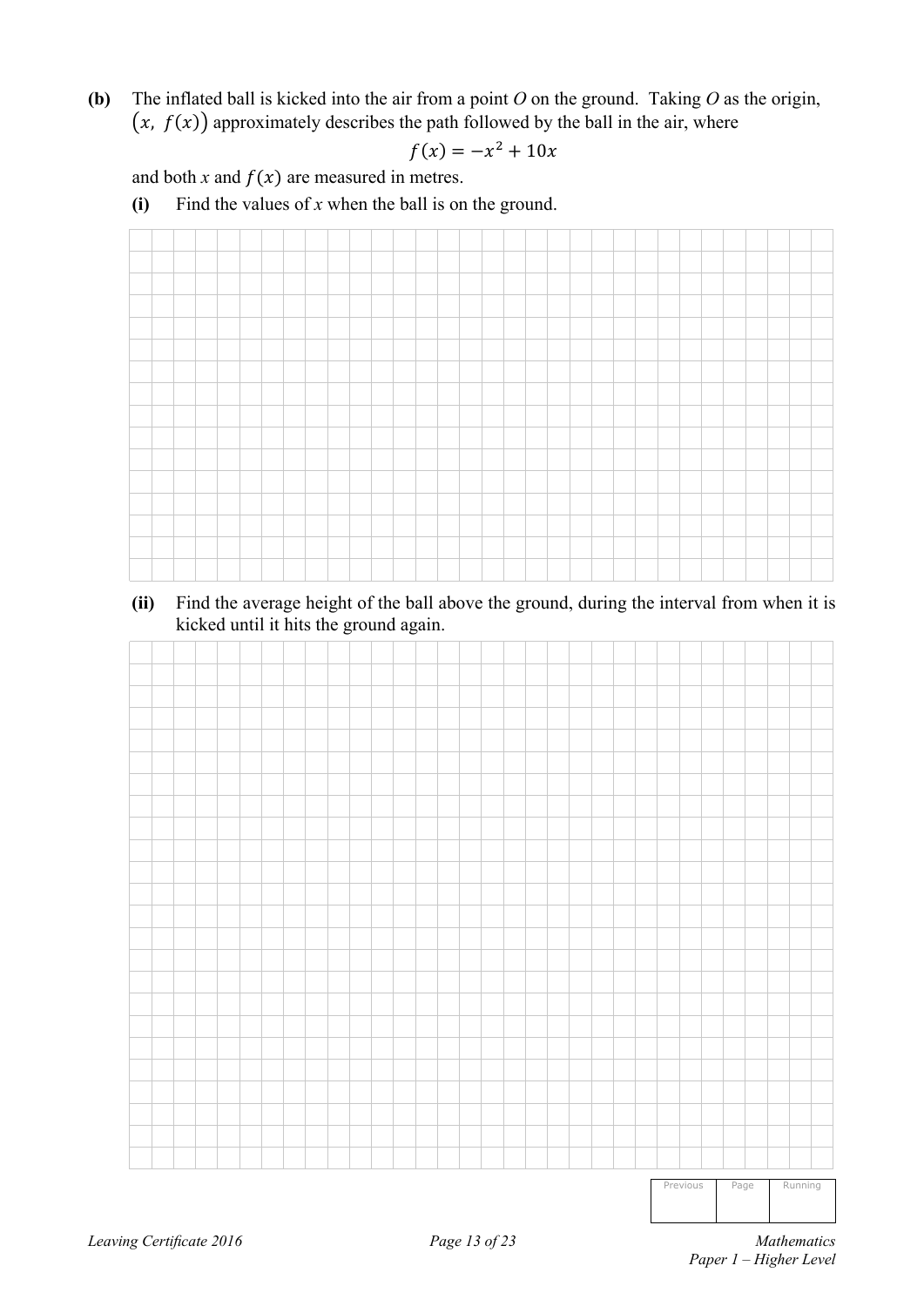**(b)** The inflated ball is kicked into the air from a point $O$ on the ground. Taking $O$ as the origin, $(x,\ f(x))$ approximately describes the path followed by the ball in the air, where

$$f(x) = -x^2 + 10x$$

and both $x$ and $f(x)$ are measured in metres.

**(i)** Find the values of $x$ when the ball is on the ground.

**(ii)** Find the average height of the ball above the ground, during the interval from when it is kicked until it hits the ground again.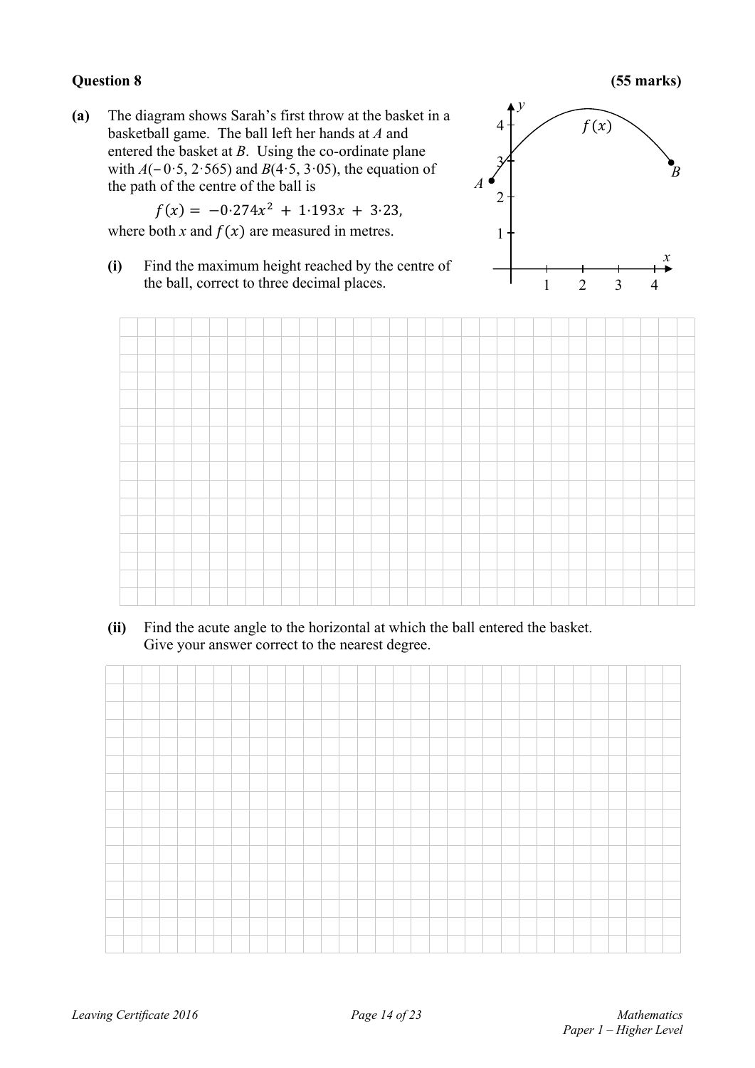**Question 8** **(55 marks)**

**(a)** The diagram shows Sarah's first throw at the basket in a basketball game. The ball left her hands at $A$ and entered the basket at $B$. Using the co-ordinate plane with $A(-0{\cdot}5, 2{\cdot}565)$ and $B(4{\cdot}5, 3{\cdot}05)$, the equation of the path of the centre of the ball is

$$f(x) = -0{\cdot}274x^2 + 1{\cdot}193x + 3{\cdot}23,$$

where both $x$ and $f(x)$ are measured in metres.

**(i)** Find the maximum height reached by the centre of the ball, correct to three decimal places.

**(ii)** Find the acute angle to the horizontal at which the ball entered the basket. Give your answer correct to the nearest degree.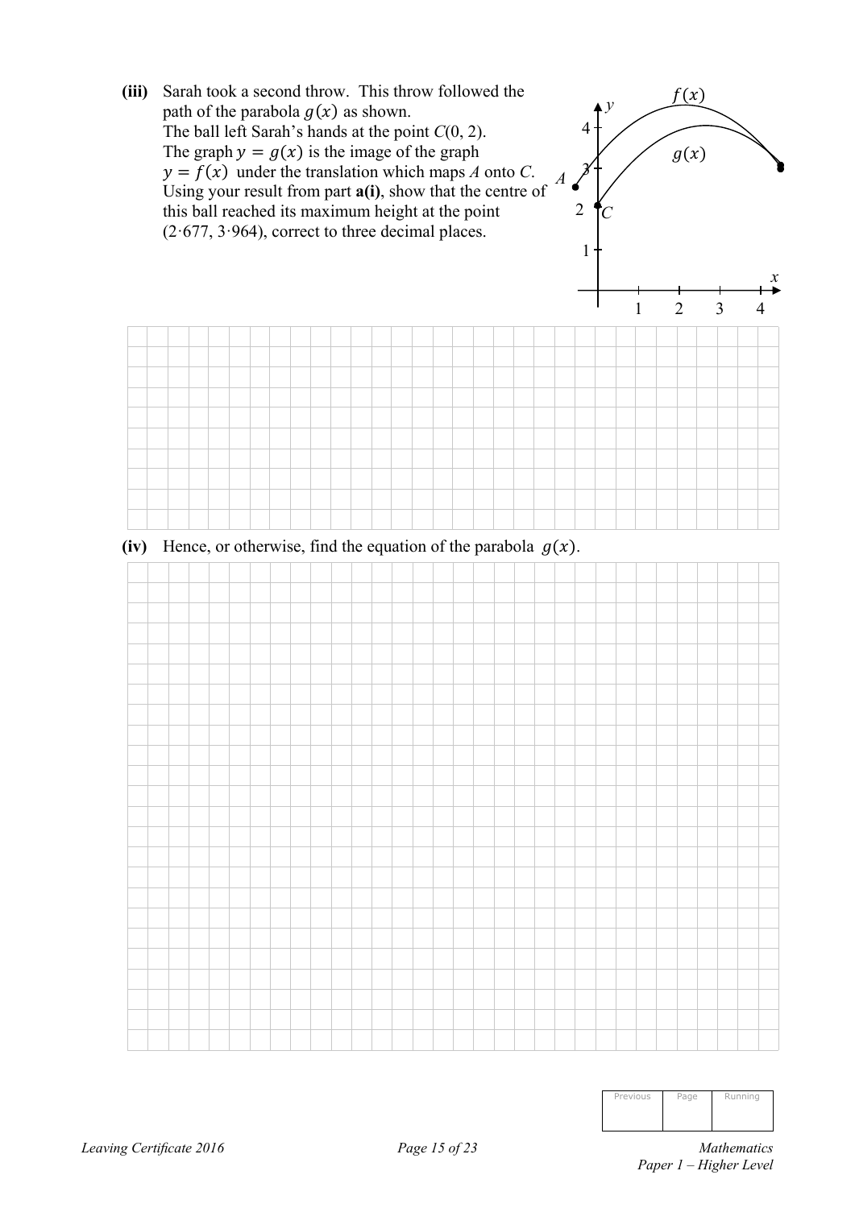**(iii)** Sarah took a second throw. This throw followed the path of the parabola $g(x)$ as shown.
The ball left Sarah's hands at the point $C(0, 2)$.
The graph $y = g(x)$ is the image of the graph $y = f(x)$ under the translation which maps $A$ onto $C$.
Using your result from part **a(i)**, show that the centre of this ball reached its maximum height at the point $(2{\cdot}677, 3{\cdot}964)$, correct to three decimal places.

**(iv)** Hence, or otherwise, find the equation of the parabola $g(x)$.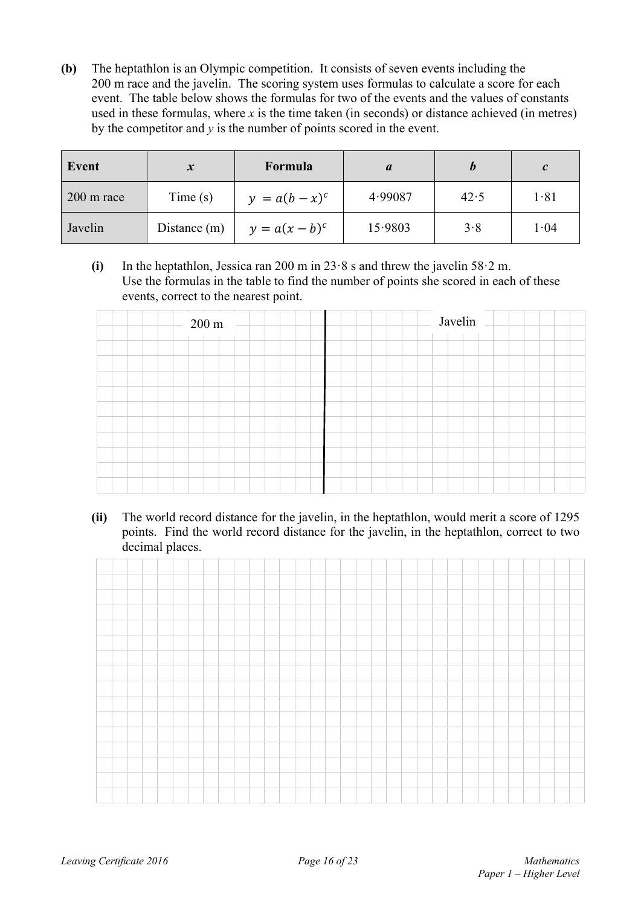**(b)** The heptathlon is an Olympic competition. It consists of seven events including the 200 m race and the javelin. The scoring system uses formulas to calculate a score for each event. The table below shows the formulas for two of the events and the values of constants used in these formulas, where $x$ is the time taken (in seconds) or distance achieved (in metres) by the competitor and $y$ is the number of points scored in the event.

| Event | $x$ | Formula | $a$ | $b$ | $c$ |
|---|---|---|---|---|---|
| 200 m race | Time (s) | $y = a(b-x)^c$ | 4·99087 | 42·5 | 1·81 |
| Javelin | Distance (m) | $y = a(x-b)^c$ | 15·9803 | 3·8 | 1·04 |

**(i)** In the heptathlon, Jessica ran 200 m in 23·8 s and threw the javelin 58·2 m. Use the formulas in the table to find the number of points she scored in each of these events, correct to the nearest point.

| 200 m | Javelin |
|---|---|
| | |

**(ii)** The world record distance for the javelin, in the heptathlon, would merit a score of 1295 points. Find the world record distance for the javelin, in the heptathlon, correct to two decimal places.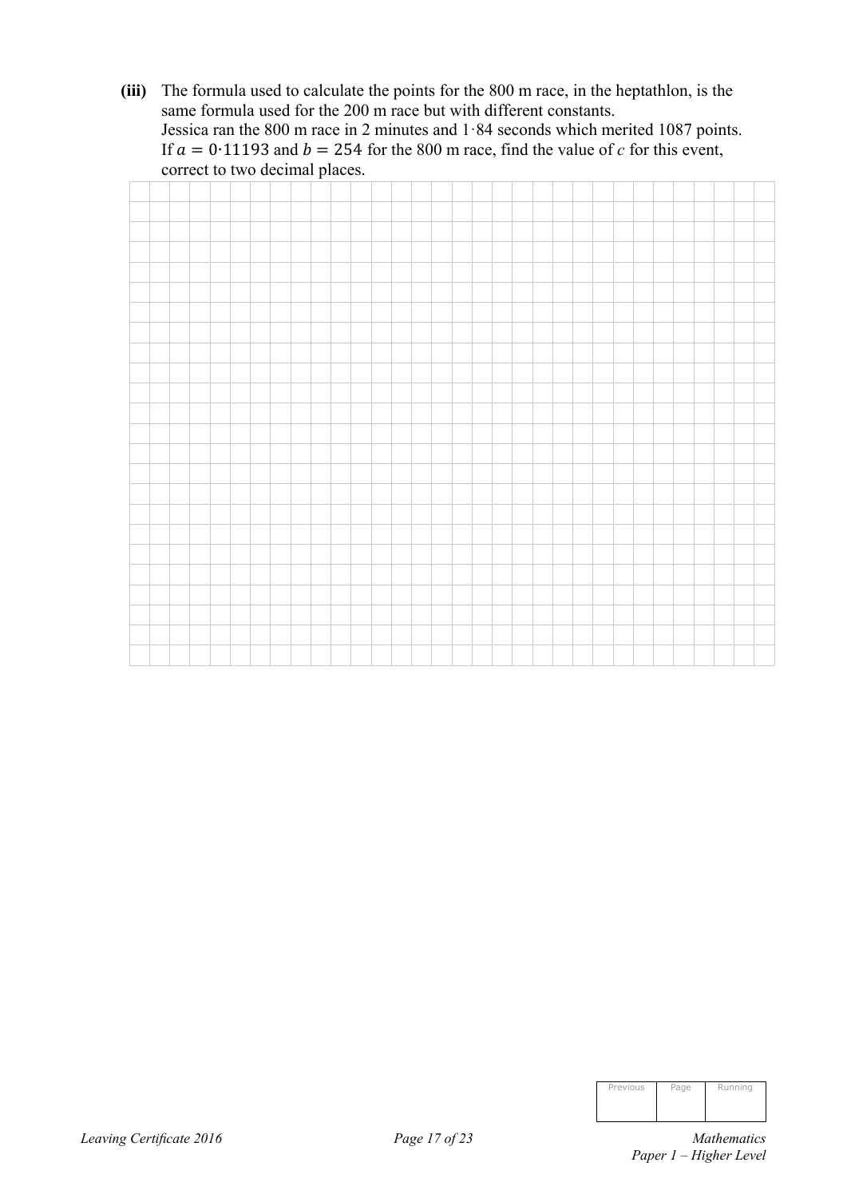**(iii)** The formula used to calculate the points for the 800 m race, in the heptathlon, is the same formula used for the 200 m race but with different constants.
Jessica ran the 800 m race in 2 minutes and 1·84 seconds which merited 1087 points.
If $a = 0{\cdot}11193$ and $b = 254$ for the 800 m race, find the value of $c$ for this event, correct to two decimal places.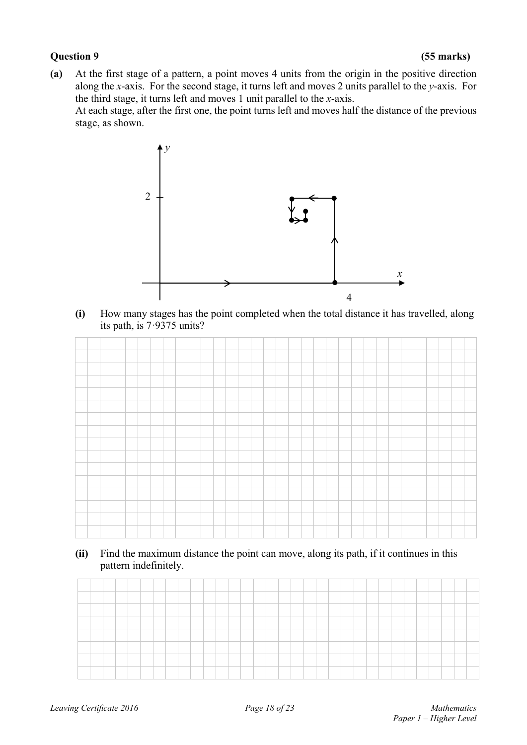**Question 9 (55 marks)**

**(a)** At the first stage of a pattern, a point moves 4 units from the origin in the positive direction along the $x$-axis. For the second stage, it turns left and moves 2 units parallel to the $y$-axis. For the third stage, it turns left and moves 1 unit parallel to the $x$-axis.

At each stage, after the first one, the point turns left and moves half the distance of the previous stage, as shown.

**(i)** How many stages has the point completed when the total distance it has travelled, along its path, is $7{\cdot}9375$ units?

**(ii)** Find the maximum distance the point can move, along its path, if it continues in this pattern indefinitely.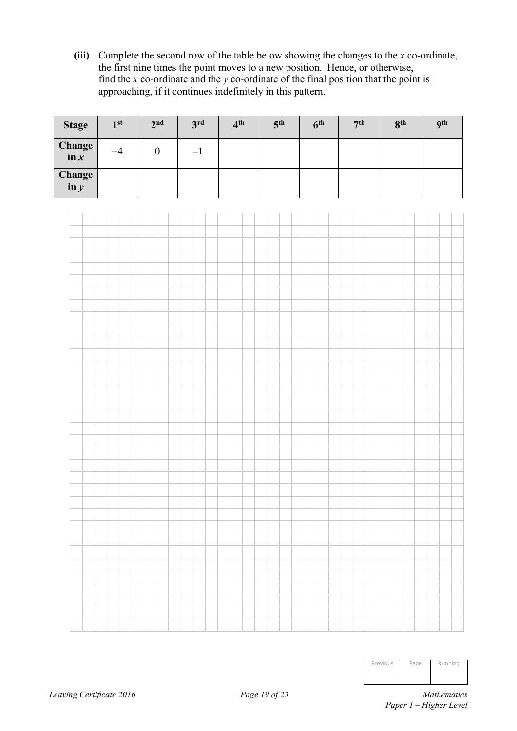**(iii)** Complete the second row of the table below showing the changes to the $x$ co-ordinate, the first nine times the point moves to a new position. Hence, or otherwise, find the $x$ co-ordinate and the $y$ co-ordinate of the final position that the point is approaching, if it continues indefinitely in this pattern.

| **Stage** | **1st** | **2nd** | **3rd** | **4th** | **5th** | **6th** | **7th** | **8th** | **9th** |
|---|---|---|---|---|---|---|---|---|---|
| **Change in $x$** | $+4$ | $0$ | $-1$ | | | | | | |
| **Change in $y$** | | | | | | | | | |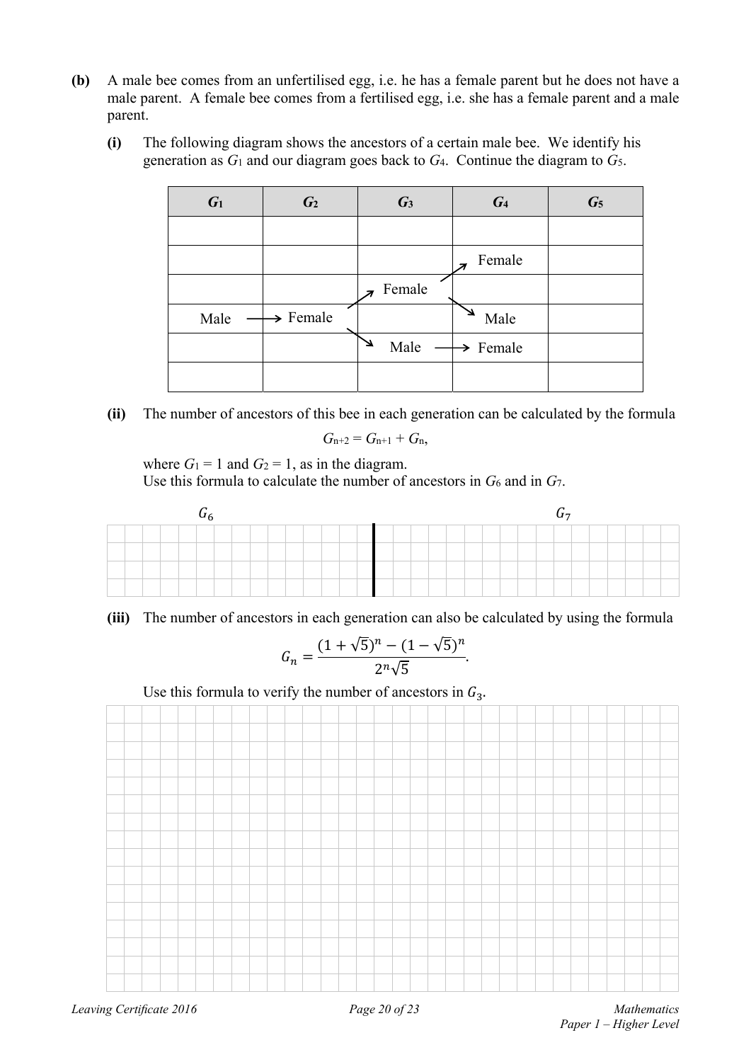**(b)** A male bee comes from an unfertilised egg, i.e. he has a female parent but he does not have a male parent. A female bee comes from a fertilised egg, i.e. she has a female parent and a male parent.

**(i)** The following diagram shows the ancestors of a certain male bee. We identify his generation as $G_1$ and our diagram goes back to $G_4$. Continue the diagram to $G_5$.

| $G_1$ | $G_2$ | $G_3$ | $G_4$ | $G_5$ |
|---|---|---|---|---|
| | | | | |
| | | | Female | |
| | | Female | | |
| Male → | Female | | Male | |
| | | Male → | Female | |
| | | | | |

**(ii)** The number of ancestors of this bee in each generation can be calculated by the formula

$$G_{n+2} = G_{n+1} + G_n,$$

where $G_1 = 1$ and $G_2 = 1$, as in the diagram.
Use this formula to calculate the number of ancestors in $G_6$ and in $G_7$.

$G_6$

$G_7$

**(iii)** The number of ancestors in each generation can also be calculated by using the formula

$$G_n = \frac{(1+\sqrt{5})^n - (1-\sqrt{5})^n}{2^n\sqrt{5}}.$$

Use this formula to verify the number of ancestors in $G_3$.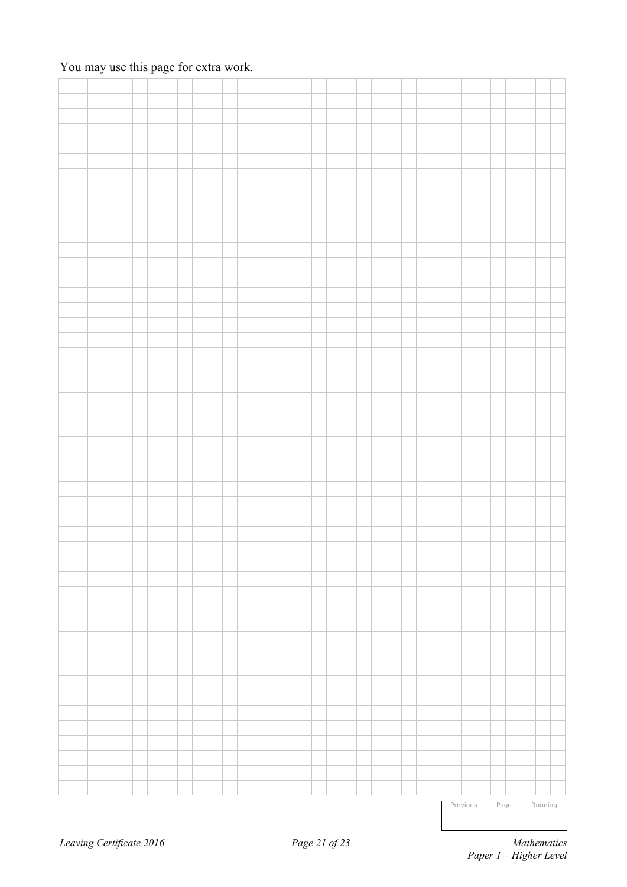You may use this page for extra work.

| Previous | Page | Running |
| --- | --- | --- |
| | | |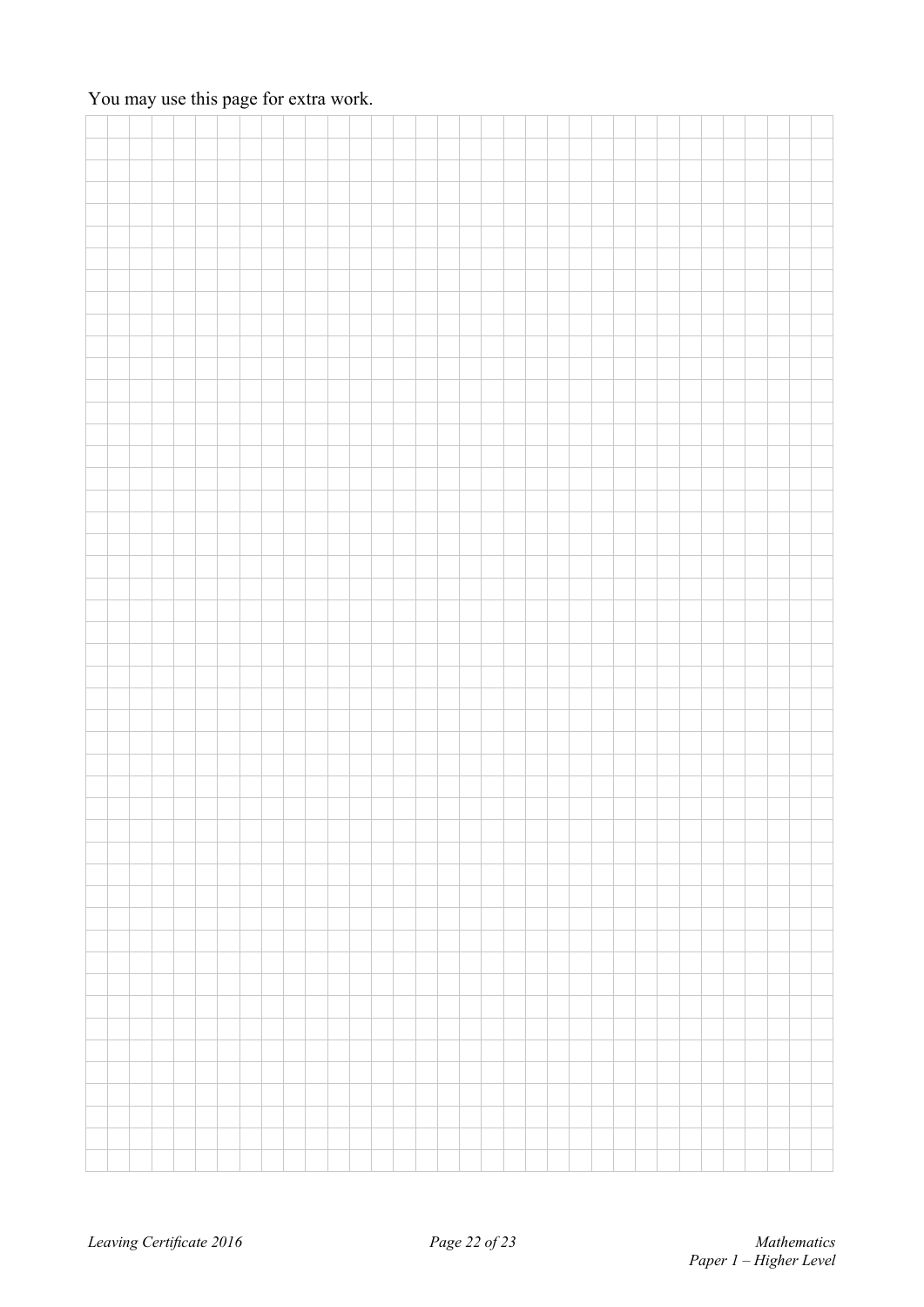You may use this page for extra work.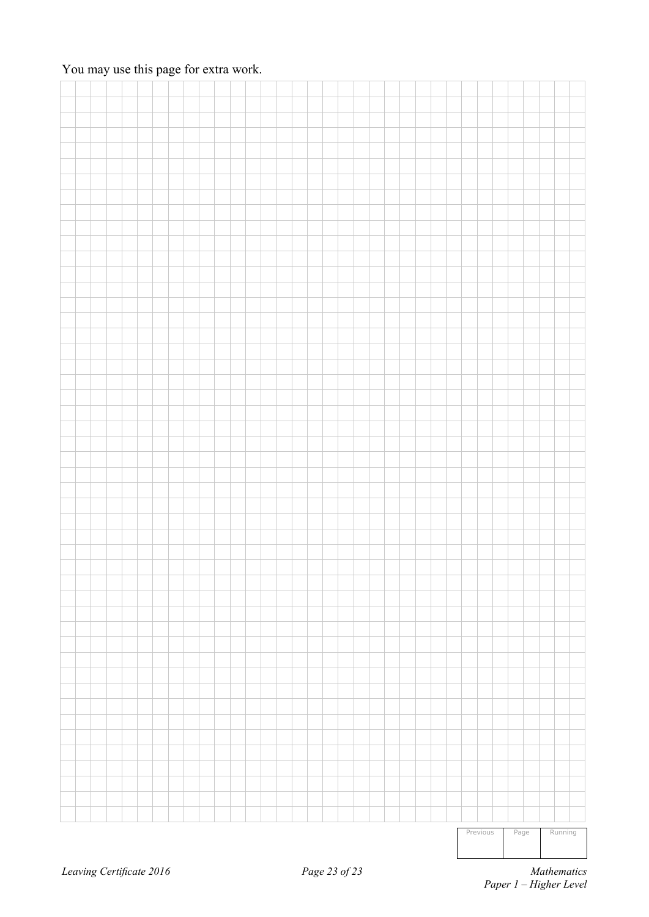You may use this page for extra work.

| Previous | Page | Running |
| --- | --- | --- |
| | | |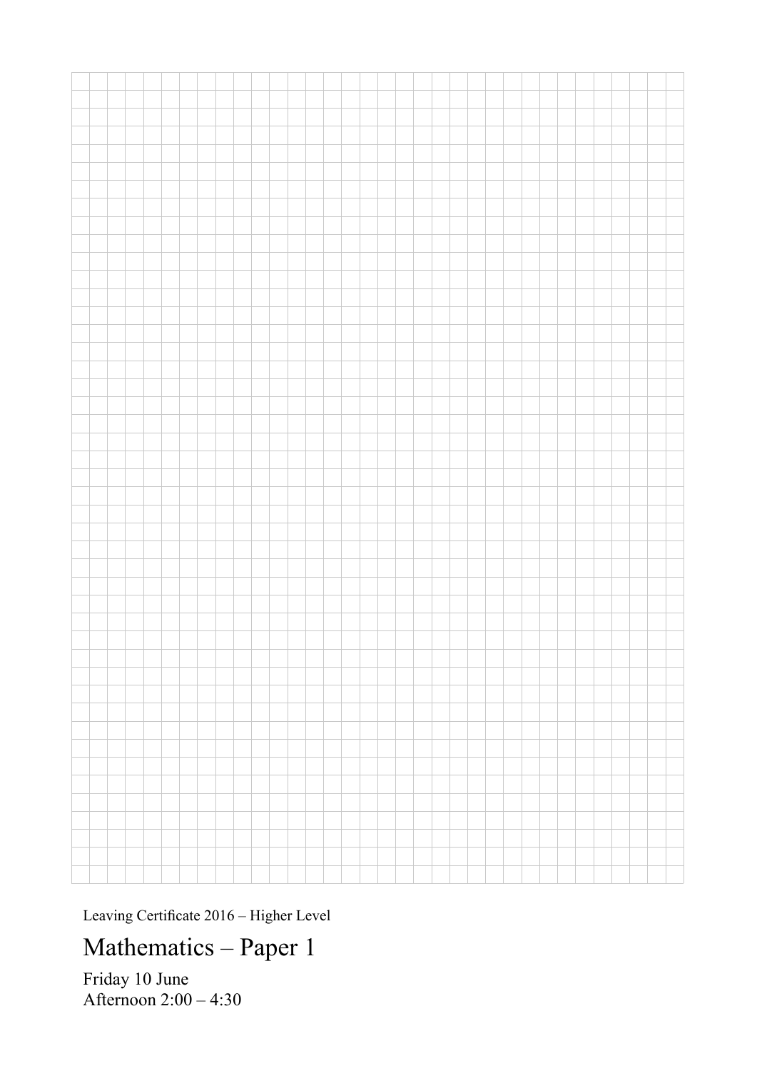Leaving Certificate 2016 – Higher Level

# Mathematics – Paper 1

Friday 10 June
Afternoon 2:00 – 4:30